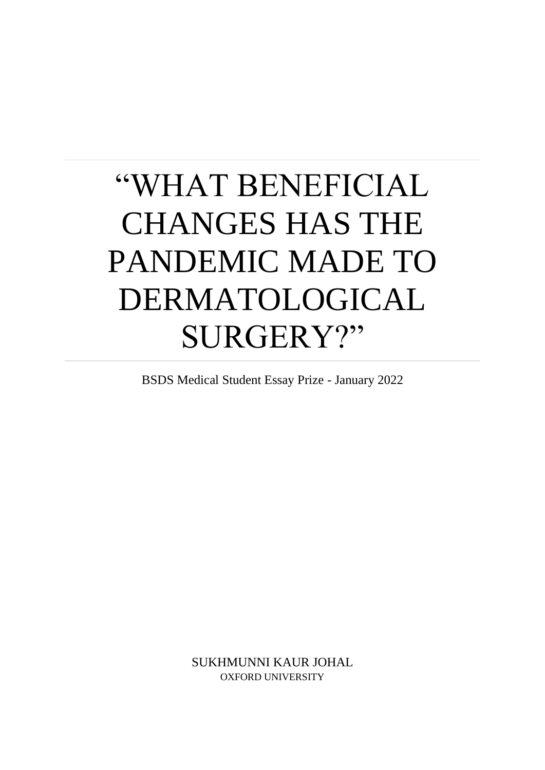# "WHAT BENEFICIAL CHANGES HAS THE PANDEMIC MADE TO DERMATOLOGICAL SURGERY?"

BSDS Medical Student Essay Prize - January 2022

SUKHMUNNI KAUR JOHAL

OXFORD UNIVERSITY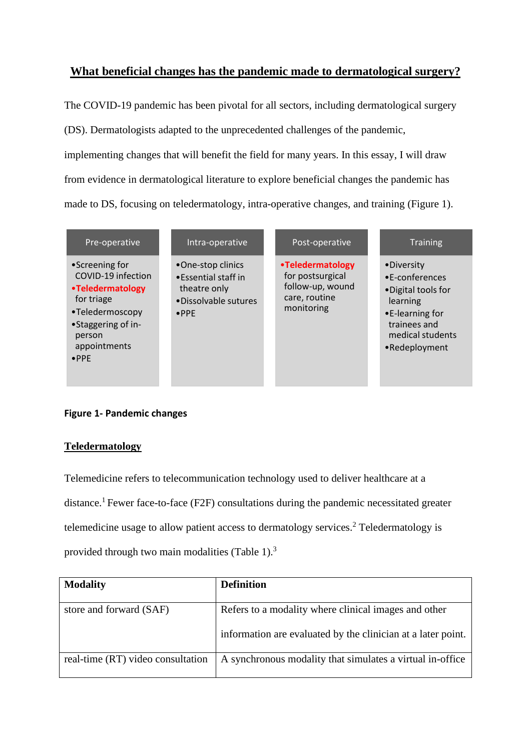# What beneficial changes has the pandemic made to dermatological surgery?

The COVID-19 pandemic has been pivotal for all sectors, including dermatological surgery (DS). Dermatologists adapted to the unprecedented challenges of the pandemic, implementing changes that will benefit the field for many years. In this essay, I will draw from evidence in dermatological literature to explore beneficial changes the pandemic has made to DS, focusing on teledermatology, intra-operative changes, and training (Figure 1).

| Pre-operative | Intra-operative | Post-operative | Training |
|---|---|---|---|
| • Screening for COVID-19 infection<br>• **Teledermatology** for triage<br>• Teledermoscopy<br>• Staggering of in-person appointments<br>• PPE | • One-stop clinics<br>• Essential staff in theatre only<br>• Dissolvable sutures<br>• PPE | • **Teledermatology** for postsurgical follow-up, wound care, routine monitoring | • Diversity<br>• E-conferences<br>• Digital tools for learning<br>• E-learning for trainees and medical students<br>• Redeployment |

**Figure 1- Pandemic changes**

## Teledermatology

Telemedicine refers to telecommunication technology used to deliver healthcare at a distance.[1] Fewer face-to-face (F2F) consultations during the pandemic necessitated greater telemedicine usage to allow patient access to dermatology services.[2] Teledermatology is provided through two main modalities (Table 1).[3]

| Modality | Definition |
|---|---|
| store and forward (SAF) | Refers to a modality where clinical images and other information are evaluated by the clinician at a later point. |
| real-time (RT) video consultation | A synchronous modality that simulates a virtual in-office |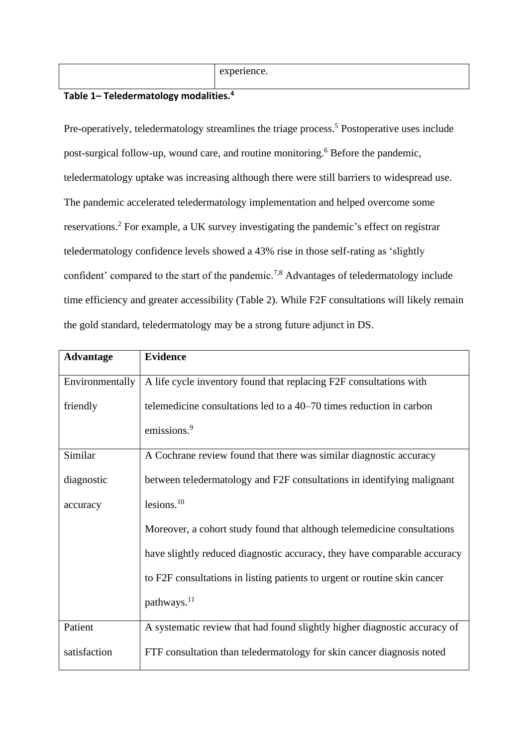| | experience. |
|---|---|

**Table 1– Teledermatology modalities.[4]**

Pre-operatively, teledermatology streamlines the triage process.[5] Postoperative uses include post-surgical follow-up, wound care, and routine monitoring.[6] Before the pandemic, teledermatology uptake was increasing although there were still barriers to widespread use. The pandemic accelerated teledermatology implementation and helped overcome some reservations.[2] For example, a UK survey investigating the pandemic's effect on registrar teledermatology confidence levels showed a 43% rise in those self-rating as 'slightly confident' compared to the start of the pandemic.[7,8] Advantages of teledermatology include time efficiency and greater accessibility (Table 2). While F2F consultations will likely remain the gold standard, teledermatology may be a strong future adjunct in DS.

| Advantage | Evidence |
|---|---|
| Environmentally friendly | A life cycle inventory found that replacing F2F consultations with telemedicine consultations led to a 40–70 times reduction in carbon emissions.[9] |
| Similar diagnostic accuracy | A Cochrane review found that there was similar diagnostic accuracy between teledermatology and F2F consultations in identifying malignant lesions.[10]<br>Moreover, a cohort study found that although telemedicine consultations have slightly reduced diagnostic accuracy, they have comparable accuracy to F2F consultations in listing patients to urgent or routine skin cancer pathways.[11] |
| Patient satisfaction | A systematic review that had found slightly higher diagnostic accuracy of FTF consultation than teledermatology for skin cancer diagnosis noted |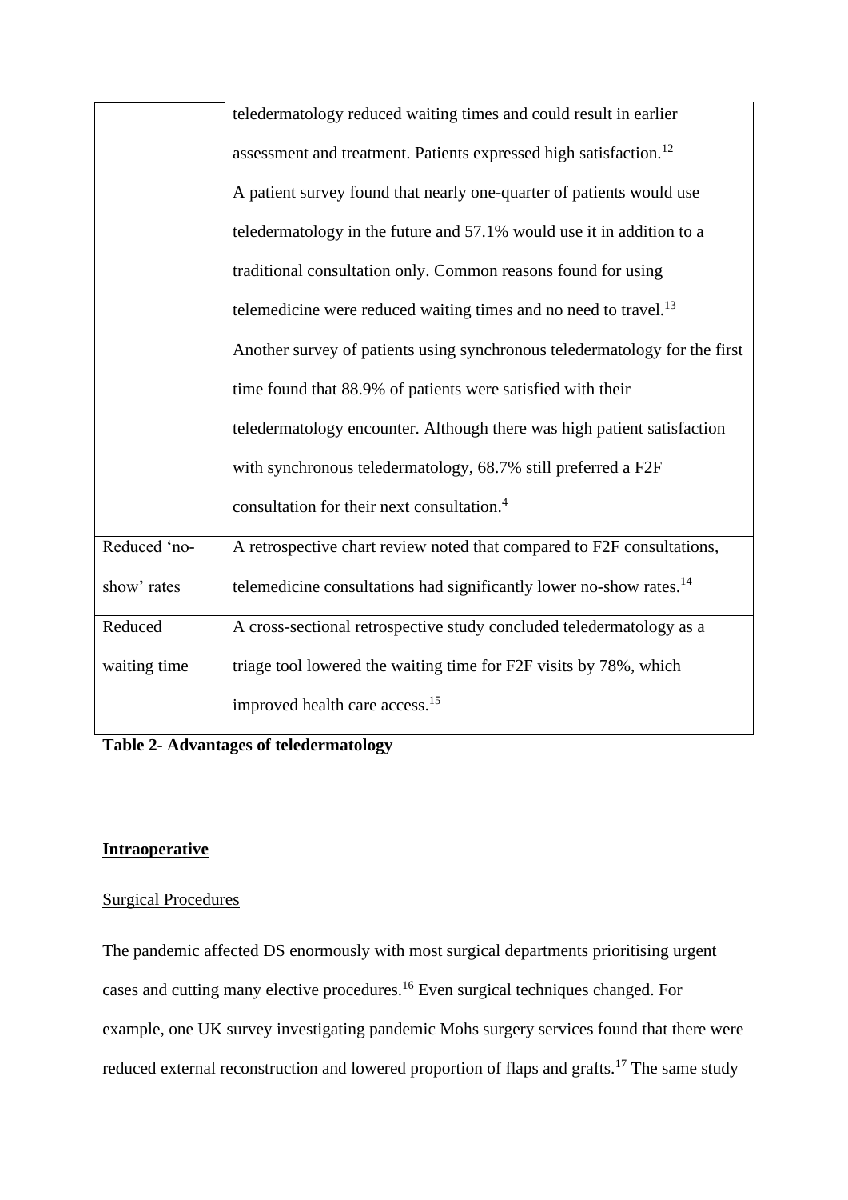| | |
|---|---|
| | teledermatology reduced waiting times and could result in earlier assessment and treatment. Patients expressed high satisfaction.[12] A patient survey found that nearly one-quarter of patients would use teledermatology in the future and 57.1% would use it in addition to a traditional consultation only. Common reasons found for using telemedicine were reduced waiting times and no need to travel.[13] Another survey of patients using synchronous teledermatology for the first time found that 88.9% of patients were satisfied with their teledermatology encounter. Although there was high patient satisfaction with synchronous teledermatology, 68.7% still preferred a F2F consultation for their next consultation.[4] |
| Reduced 'no-show' rates | A retrospective chart review noted that compared to F2F consultations, telemedicine consultations had significantly lower no-show rates.[14] |
| Reduced waiting time | A cross-sectional retrospective study concluded teledermatology as a triage tool lowered the waiting time for F2F visits by 78%, which improved health care access.[15] |

**Table 2- Advantages of teledermatology**

## Intraoperative

### Surgical Procedures

The pandemic affected DS enormously with most surgical departments prioritising urgent cases and cutting many elective procedures.[16] Even surgical techniques changed. For example, one UK survey investigating pandemic Mohs surgery services found that there were reduced external reconstruction and lowered proportion of flaps and grafts.[17] The same study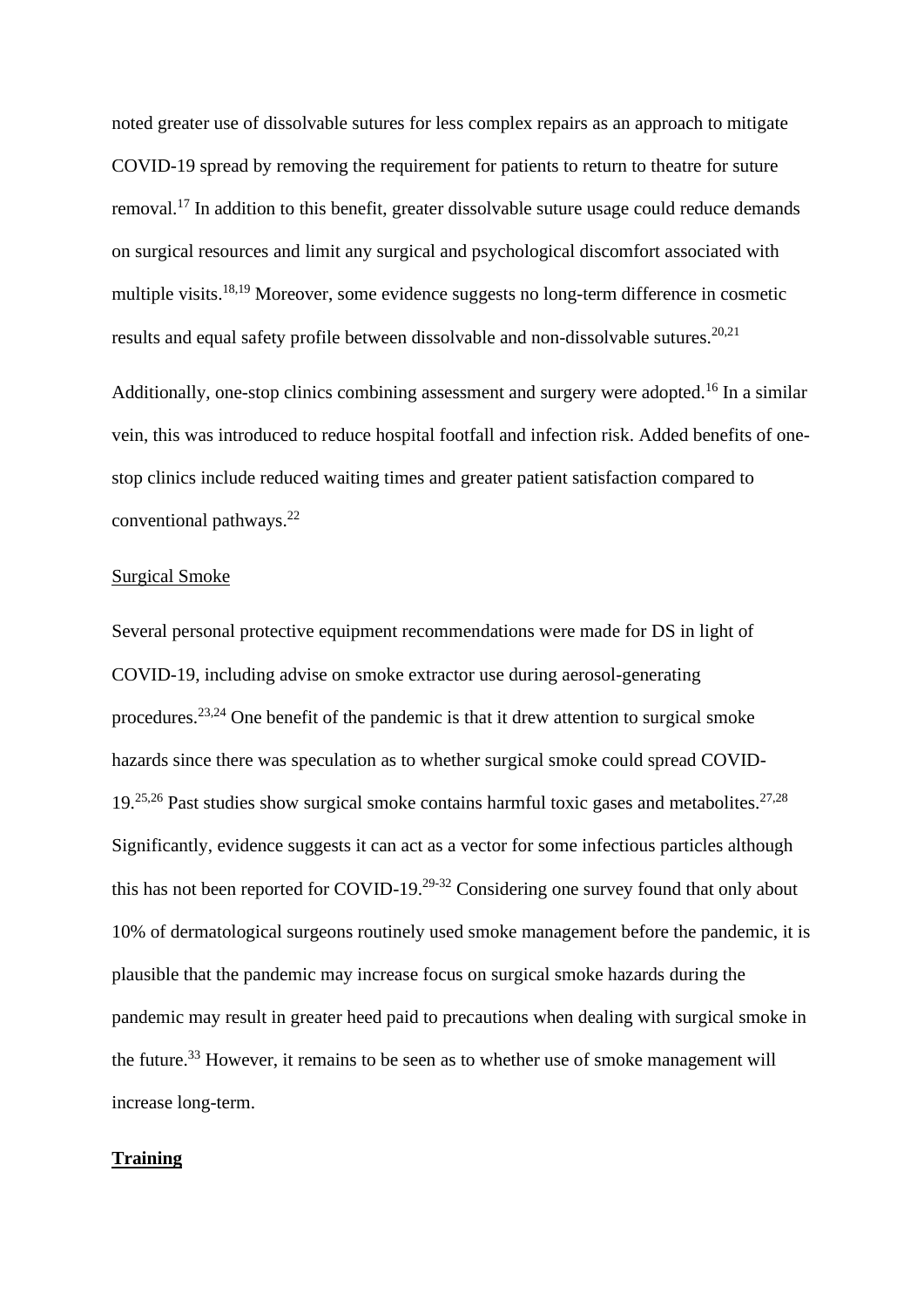noted greater use of dissolvable sutures for less complex repairs as an approach to mitigate COVID-19 spread by removing the requirement for patients to return to theatre for suture removal.[17] In addition to this benefit, greater dissolvable suture usage could reduce demands on surgical resources and limit any surgical and psychological discomfort associated with multiple visits.[18,19] Moreover, some evidence suggests no long-term difference in cosmetic results and equal safety profile between dissolvable and non-dissolvable sutures.[20,21]

Additionally, one-stop clinics combining assessment and surgery were adopted.[16] In a similar vein, this was introduced to reduce hospital footfall and infection risk. Added benefits of one-stop clinics include reduced waiting times and greater patient satisfaction compared to conventional pathways.[22]

### Surgical Smoke

Several personal protective equipment recommendations were made for DS in light of COVID-19, including advise on smoke extractor use during aerosol-generating procedures.[23,24] One benefit of the pandemic is that it drew attention to surgical smoke hazards since there was speculation as to whether surgical smoke could spread COVID-19.[25,26] Past studies show surgical smoke contains harmful toxic gases and metabolites.[27,28] Significantly, evidence suggests it can act as a vector for some infectious particles although this has not been reported for COVID-19.[29-32] Considering one survey found that only about 10% of dermatological surgeons routinely used smoke management before the pandemic, it is plausible that the pandemic may increase focus on surgical smoke hazards during the pandemic may result in greater heed paid to precautions when dealing with surgical smoke in the future.[33] However, it remains to be seen as to whether use of smoke management will increase long-term.

## Training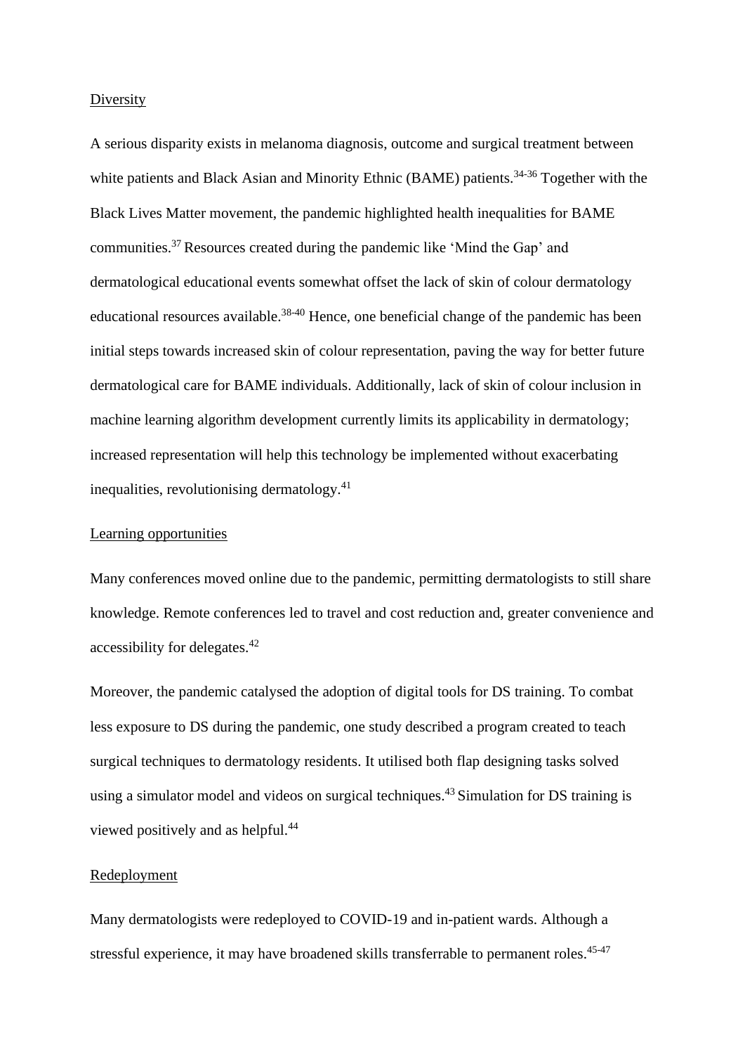Diversity

A serious disparity exists in melanoma diagnosis, outcome and surgical treatment between white patients and Black Asian and Minority Ethnic (BAME) patients.[34-36] Together with the Black Lives Matter movement, the pandemic highlighted health inequalities for BAME communities.[37] Resources created during the pandemic like 'Mind the Gap' and dermatological educational events somewhat offset the lack of skin of colour dermatology educational resources available.[38-40] Hence, one beneficial change of the pandemic has been initial steps towards increased skin of colour representation, paving the way for better future dermatological care for BAME individuals. Additionally, lack of skin of colour inclusion in machine learning algorithm development currently limits its applicability in dermatology; increased representation will help this technology be implemented without exacerbating inequalities, revolutionising dermatology.[41]

Learning opportunities

Many conferences moved online due to the pandemic, permitting dermatologists to still share knowledge. Remote conferences led to travel and cost reduction and, greater convenience and accessibility for delegates.[42]

Moreover, the pandemic catalysed the adoption of digital tools for DS training. To combat less exposure to DS during the pandemic, one study described a program created to teach surgical techniques to dermatology residents. It utilised both flap designing tasks solved using a simulator model and videos on surgical techniques.[43] Simulation for DS training is viewed positively and as helpful.[44]

Redeployment

Many dermatologists were redeployed to COVID-19 and in-patient wards. Although a stressful experience, it may have broadened skills transferrable to permanent roles.[45-47]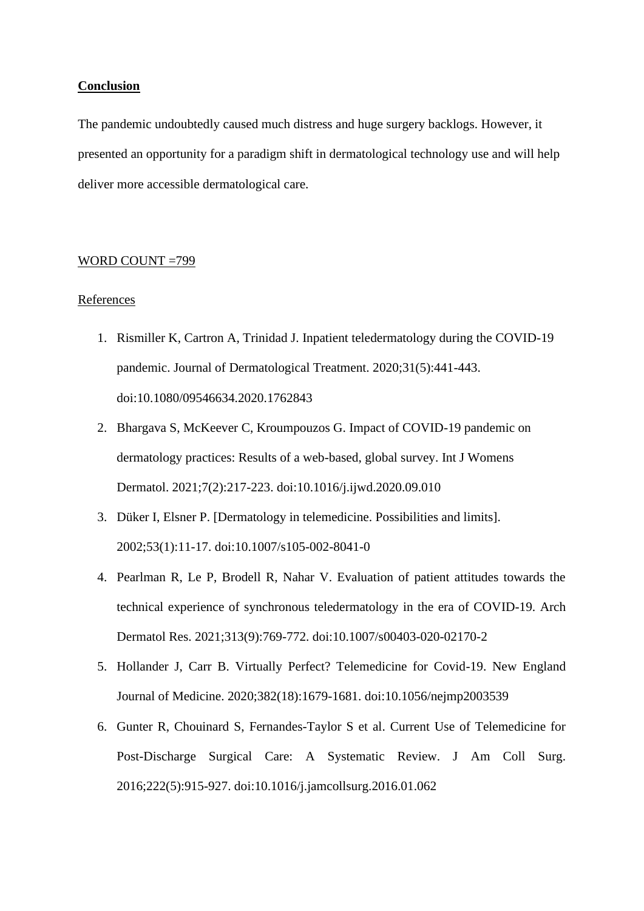**Conclusion**

The pandemic undoubtedly caused much distress and huge surgery backlogs. However, it presented an opportunity for a paradigm shift in dermatological technology use and will help deliver more accessible dermatological care.

WORD COUNT =799

References

1. Rismiller K, Cartron A, Trinidad J. Inpatient teledermatology during the COVID-19 pandemic. Journal of Dermatological Treatment. 2020;31(5):441-443. doi:10.1080/09546634.2020.1762843
2. Bhargava S, McKeever C, Kroumpouzos G. Impact of COVID-19 pandemic on dermatology practices: Results of a web-based, global survey. Int J Womens Dermatol. 2021;7(2):217-223. doi:10.1016/j.ijwd.2020.09.010
3. Düker I, Elsner P. [Dermatology in telemedicine. Possibilities and limits]. 2002;53(1):11-17. doi:10.1007/s105-002-8041-0
4. Pearlman R, Le P, Brodell R, Nahar V. Evaluation of patient attitudes towards the technical experience of synchronous teledermatology in the era of COVID-19. Arch Dermatol Res. 2021;313(9):769-772. doi:10.1007/s00403-020-02170-2
5. Hollander J, Carr B. Virtually Perfect? Telemedicine for Covid-19. New England Journal of Medicine. 2020;382(18):1679-1681. doi:10.1056/nejmp2003539
6. Gunter R, Chouinard S, Fernandes-Taylor S et al. Current Use of Telemedicine for Post-Discharge Surgical Care: A Systematic Review. J Am Coll Surg. 2016;222(5):915-927. doi:10.1016/j.jamcollsurg.2016.01.062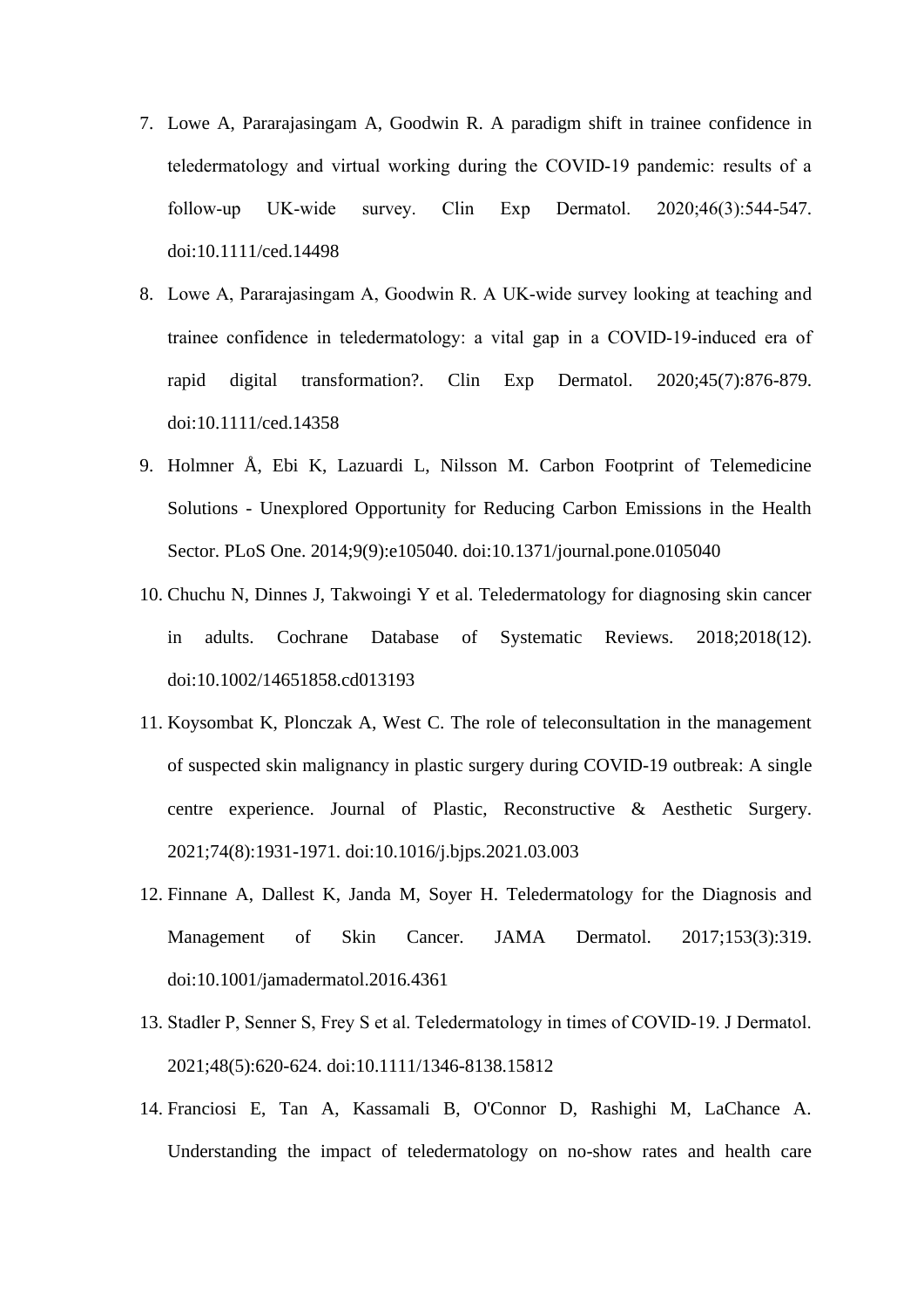7. Lowe A, Pararajasingam A, Goodwin R. A paradigm shift in trainee confidence in teledermatology and virtual working during the COVID-19 pandemic: results of a follow-up UK-wide survey. Clin Exp Dermatol. 2020;46(3):544-547. doi:10.1111/ced.14498
8. Lowe A, Pararajasingam A, Goodwin R. A UK-wide survey looking at teaching and trainee confidence in teledermatology: a vital gap in a COVID-19-induced era of rapid digital transformation?. Clin Exp Dermatol. 2020;45(7):876-879. doi:10.1111/ced.14358
9. Holmner Å, Ebi K, Lazuardi L, Nilsson M. Carbon Footprint of Telemedicine Solutions - Unexplored Opportunity for Reducing Carbon Emissions in the Health Sector. PLoS One. 2014;9(9):e105040. doi:10.1371/journal.pone.0105040
10. Chuchu N, Dinnes J, Takwoingi Y et al. Teledermatology for diagnosing skin cancer in adults. Cochrane Database of Systematic Reviews. 2018;2018(12). doi:10.1002/14651858.cd013193
11. Koysombat K, Plonczak A, West C. The role of teleconsultation in the management of suspected skin malignancy in plastic surgery during COVID-19 outbreak: A single centre experience. Journal of Plastic, Reconstructive & Aesthetic Surgery. 2021;74(8):1931-1971. doi:10.1016/j.bjps.2021.03.003
12. Finnane A, Dallest K, Janda M, Soyer H. Teledermatology for the Diagnosis and Management of Skin Cancer. JAMA Dermatol. 2017;153(3):319. doi:10.1001/jamadermatol.2016.4361
13. Stadler P, Senner S, Frey S et al. Teledermatology in times of COVID-19. J Dermatol. 2021;48(5):620-624. doi:10.1111/1346-8138.15812
14. Franciosi E, Tan A, Kassamali B, O'Connor D, Rashighi M, LaChance A. Understanding the impact of teledermatology on no-show rates and health care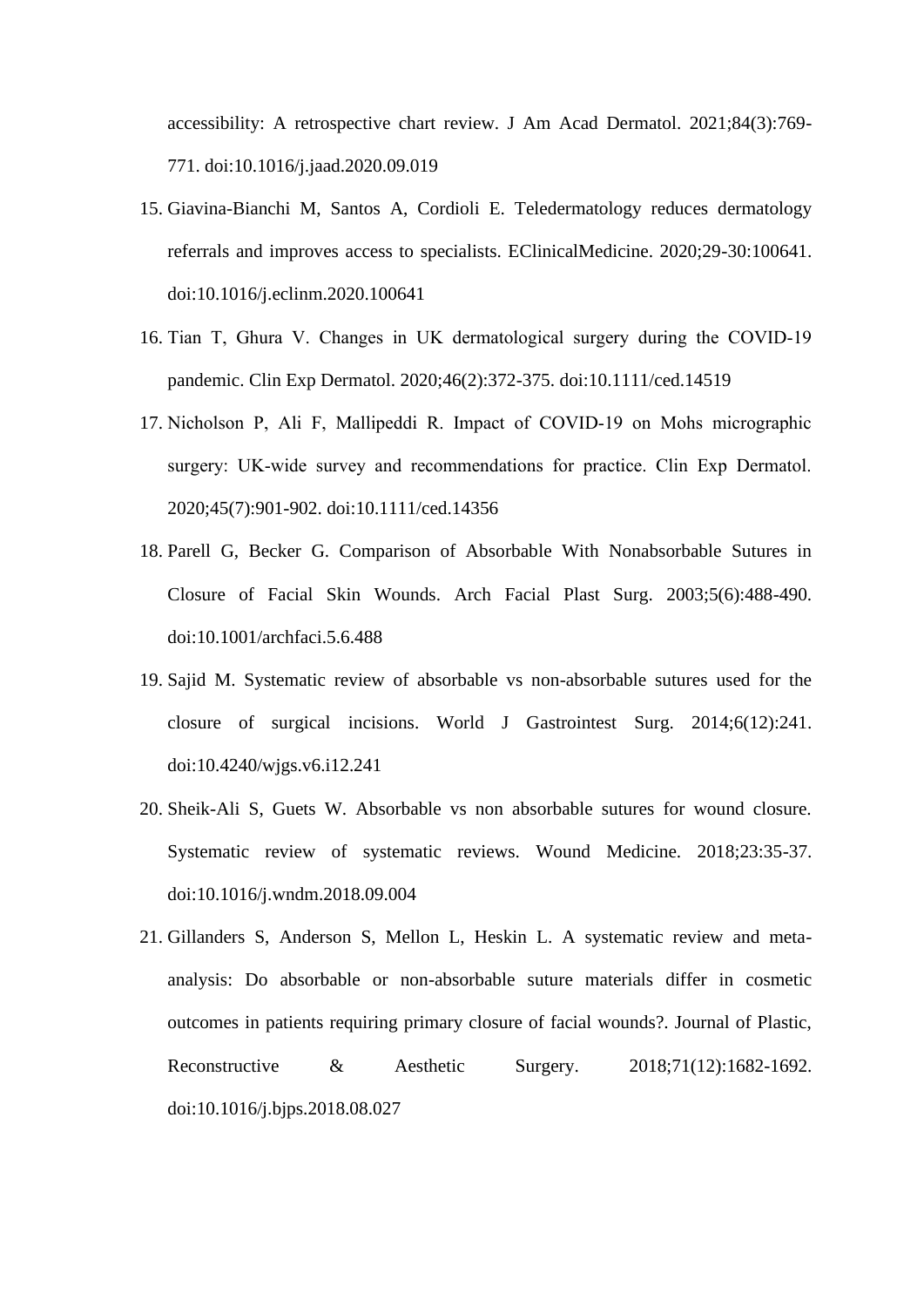accessibility: A retrospective chart review. J Am Acad Dermatol. 2021;84(3):769-771. doi:10.1016/j.jaad.2020.09.019

15. Giavina-Bianchi M, Santos A, Cordioli E. Teledermatology reduces dermatology referrals and improves access to specialists. EClinicalMedicine. 2020;29-30:100641. doi:10.1016/j.eclinm.2020.100641
16. Tian T, Ghura V. Changes in UK dermatological surgery during the COVID-19 pandemic. Clin Exp Dermatol. 2020;46(2):372-375. doi:10.1111/ced.14519
17. Nicholson P, Ali F, Mallipeddi R. Impact of COVID-19 on Mohs micrographic surgery: UK-wide survey and recommendations for practice. Clin Exp Dermatol. 2020;45(7):901-902. doi:10.1111/ced.14356
18. Parell G, Becker G. Comparison of Absorbable With Nonabsorbable Sutures in Closure of Facial Skin Wounds. Arch Facial Plast Surg. 2003;5(6):488-490. doi:10.1001/archfaci.5.6.488
19. Sajid M. Systematic review of absorbable vs non-absorbable sutures used for the closure of surgical incisions. World J Gastrointest Surg. 2014;6(12):241. doi:10.4240/wjgs.v6.i12.241
20. Sheik-Ali S, Guets W. Absorbable vs non absorbable sutures for wound closure. Systematic review of systematic reviews. Wound Medicine. 2018;23:35-37. doi:10.1016/j.wndm.2018.09.004
21. Gillanders S, Anderson S, Mellon L, Heskin L. A systematic review and meta-analysis: Do absorbable or non-absorbable suture materials differ in cosmetic outcomes in patients requiring primary closure of facial wounds?. Journal of Plastic, Reconstructive & Aesthetic Surgery. 2018;71(12):1682-1692. doi:10.1016/j.bjps.2018.08.027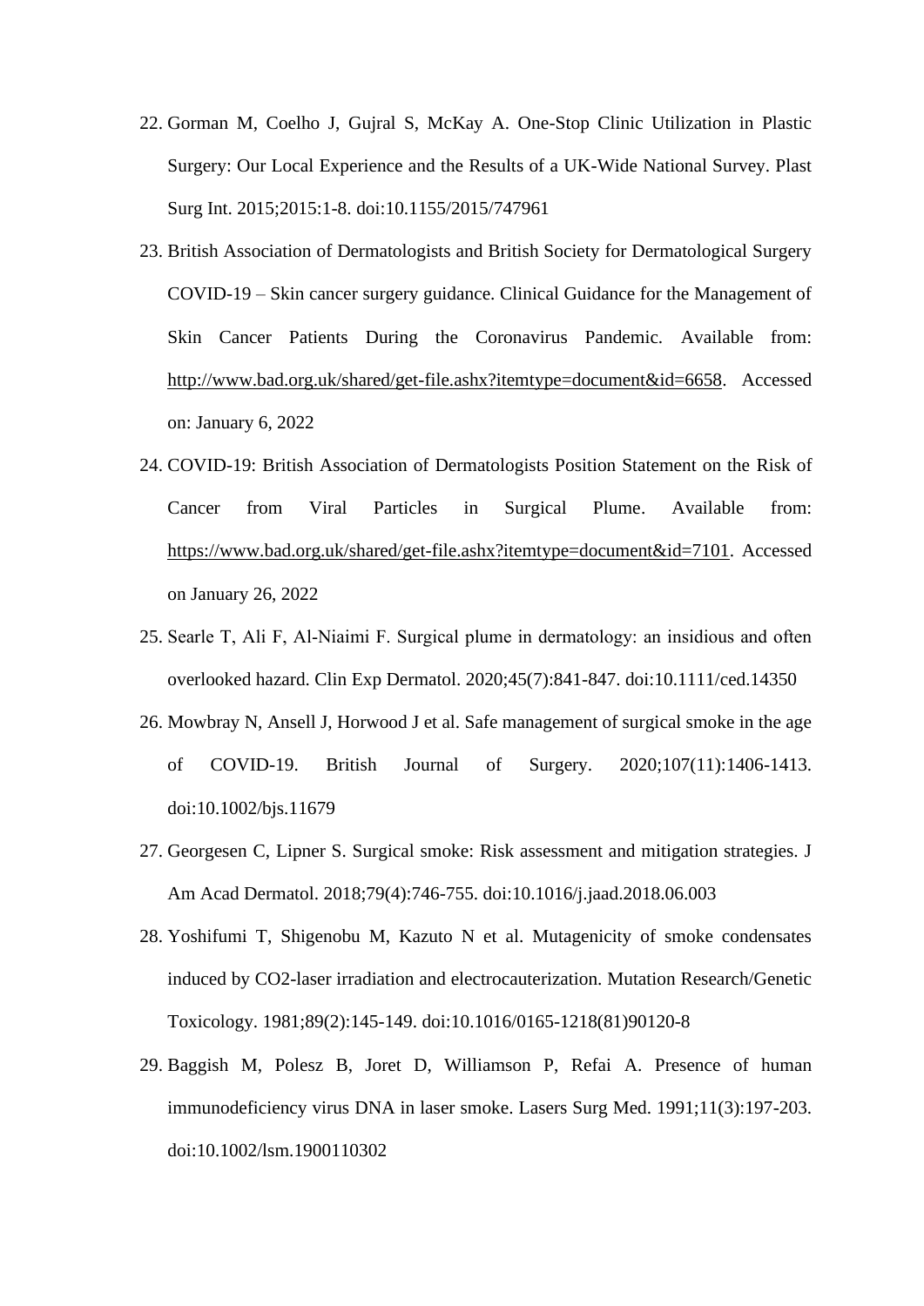22. Gorman M, Coelho J, Gujral S, McKay A. One-Stop Clinic Utilization in Plastic Surgery: Our Local Experience and the Results of a UK-Wide National Survey. Plast Surg Int. 2015;2015:1-8. doi:10.1155/2015/747961
23. British Association of Dermatologists and British Society for Dermatological Surgery COVID-19 – Skin cancer surgery guidance. Clinical Guidance for the Management of Skin Cancer Patients During the Coronavirus Pandemic. Available from: http://www.bad.org.uk/shared/get-file.ashx?itemtype=document&id=6658. Accessed on: January 6, 2022
24. COVID-19: British Association of Dermatologists Position Statement on the Risk of Cancer from Viral Particles in Surgical Plume. Available from: https://www.bad.org.uk/shared/get-file.ashx?itemtype=document&id=7101. Accessed on January 26, 2022
25. Searle T, Ali F, Al-Niaimi F. Surgical plume in dermatology: an insidious and often overlooked hazard. Clin Exp Dermatol. 2020;45(7):841-847. doi:10.1111/ced.14350
26. Mowbray N, Ansell J, Horwood J et al. Safe management of surgical smoke in the age of COVID-19. British Journal of Surgery. 2020;107(11):1406-1413. doi:10.1002/bjs.11679
27. Georgesen C, Lipner S. Surgical smoke: Risk assessment and mitigation strategies. J Am Acad Dermatol. 2018;79(4):746-755. doi:10.1016/j.jaad.2018.06.003
28. Yoshifumi T, Shigenobu M, Kazuto N et al. Mutagenicity of smoke condensates induced by CO2-laser irradiation and electrocauterization. Mutation Research/Genetic Toxicology. 1981;89(2):145-149. doi:10.1016/0165-1218(81)90120-8
29. Baggish M, Polesz B, Joret D, Williamson P, Refai A. Presence of human immunodeficiency virus DNA in laser smoke. Lasers Surg Med. 1991;11(3):197-203. doi:10.1002/lsm.1900110302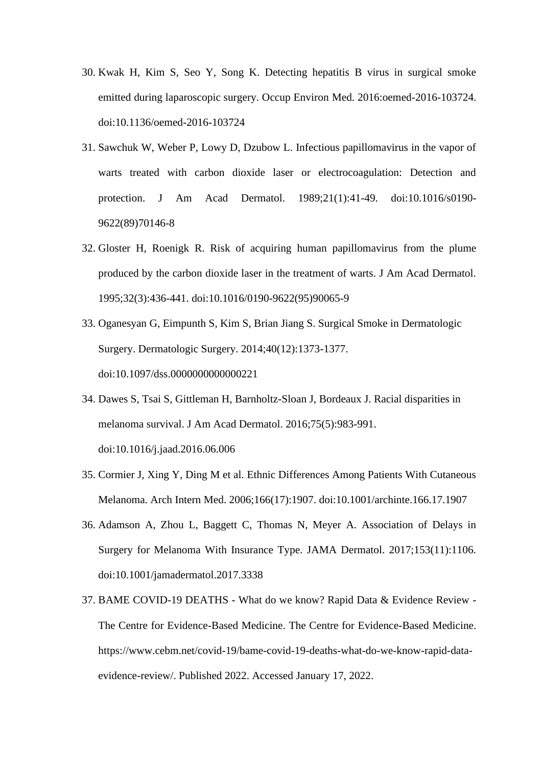30. Kwak H, Kim S, Seo Y, Song K. Detecting hepatitis B virus in surgical smoke emitted during laparoscopic surgery. Occup Environ Med. 2016:oemed-2016-103724. doi:10.1136/oemed-2016-103724
31. Sawchuk W, Weber P, Lowy D, Dzubow L. Infectious papillomavirus in the vapor of warts treated with carbon dioxide laser or electrocoagulation: Detection and protection. J Am Acad Dermatol. 1989;21(1):41-49. doi:10.1016/s0190-9622(89)70146-8
32. Gloster H, Roenigk R. Risk of acquiring human papillomavirus from the plume produced by the carbon dioxide laser in the treatment of warts. J Am Acad Dermatol. 1995;32(3):436-441. doi:10.1016/0190-9622(95)90065-9
33. Oganesyan G, Eimpunth S, Kim S, Brian Jiang S. Surgical Smoke in Dermatologic Surgery. Dermatologic Surgery. 2014;40(12):1373-1377. doi:10.1097/dss.0000000000000221
34. Dawes S, Tsai S, Gittleman H, Barnholtz-Sloan J, Bordeaux J. Racial disparities in melanoma survival. J Am Acad Dermatol. 2016;75(5):983-991. doi:10.1016/j.jaad.2016.06.006
35. Cormier J, Xing Y, Ding M et al. Ethnic Differences Among Patients With Cutaneous Melanoma. Arch Intern Med. 2006;166(17):1907. doi:10.1001/archinte.166.17.1907
36. Adamson A, Zhou L, Baggett C, Thomas N, Meyer A. Association of Delays in Surgery for Melanoma With Insurance Type. JAMA Dermatol. 2017;153(11):1106. doi:10.1001/jamadermatol.2017.3338
37. BAME COVID-19 DEATHS - What do we know? Rapid Data & Evidence Review - The Centre for Evidence-Based Medicine. The Centre for Evidence-Based Medicine. https://www.cebm.net/covid-19/bame-covid-19-deaths-what-do-we-know-rapid-data-evidence-review/. Published 2022. Accessed January 17, 2022.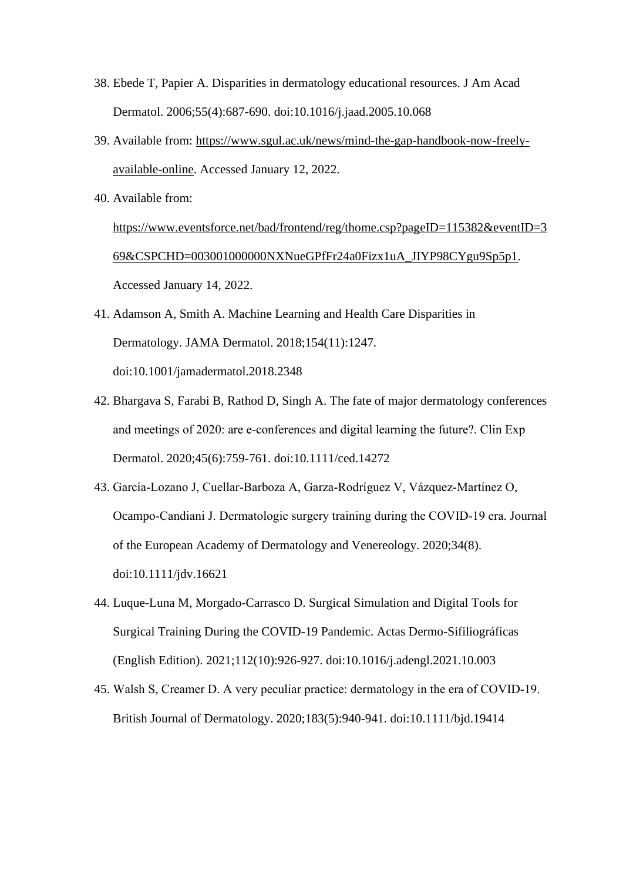38. Ebede T, Papier A. Disparities in dermatology educational resources. J Am Acad Dermatol. 2006;55(4):687-690. doi:10.1016/j.jaad.2005.10.068
39. Available from: https://www.sgul.ac.uk/news/mind-the-gap-handbook-now-freely-available-online. Accessed January 12, 2022.
40. Available from: https://www.eventsforce.net/bad/frontend/reg/thome.csp?pageID=115382&eventID=369&CSPCHD=003001000000NXNueGPfFr24a0Fizx1uA_JIYP98CYgu9Sp5p1. Accessed January 14, 2022.
41. Adamson A, Smith A. Machine Learning and Health Care Disparities in Dermatology. JAMA Dermatol. 2018;154(11):1247. doi:10.1001/jamadermatol.2018.2348
42. Bhargava S, Farabi B, Rathod D, Singh A. The fate of major dermatology conferences and meetings of 2020: are e-conferences and digital learning the future?. Clin Exp Dermatol. 2020;45(6):759-761. doi:10.1111/ced.14272
43. García-Lozano J, Cuellar-Barboza A, Garza-Rodríguez V, Vázquez-Martínez O, Ocampo-Candiani J. Dermatologic surgery training during the COVID-19 era. Journal of the European Academy of Dermatology and Venereology. 2020;34(8). doi:10.1111/jdv.16621
44. Luque-Luna M, Morgado-Carrasco D. Surgical Simulation and Digital Tools for Surgical Training During the COVID-19 Pandemic. Actas Dermo-Sifiliográficas (English Edition). 2021;112(10):926-927. doi:10.1016/j.adengl.2021.10.003
45. Walsh S, Creamer D. A very peculiar practice: dermatology in the era of COVID-19. British Journal of Dermatology. 2020;183(5):940-941. doi:10.1111/bjd.19414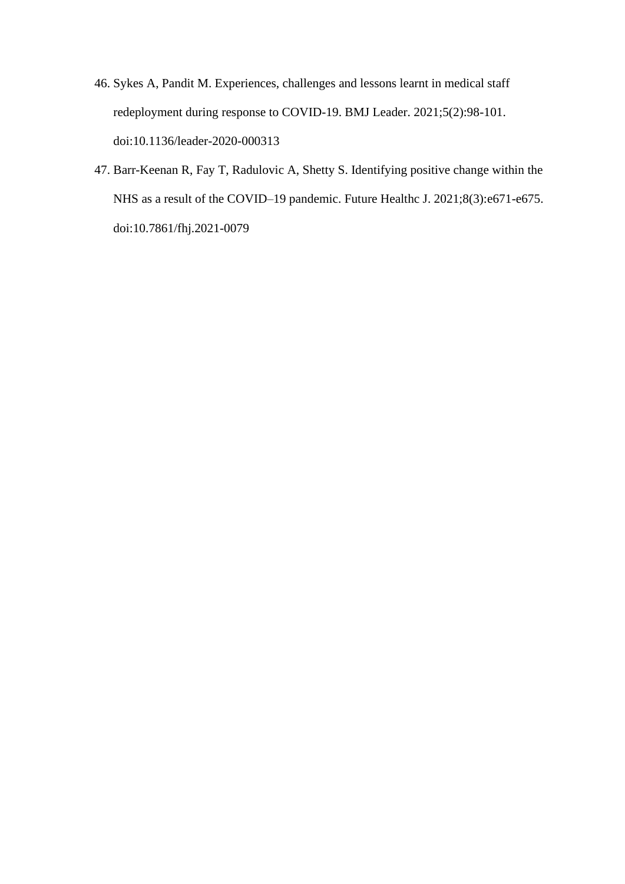46. Sykes A, Pandit M. Experiences, challenges and lessons learnt in medical staff redeployment during response to COVID-19. BMJ Leader. 2021;5(2):98-101. doi:10.1136/leader-2020-000313
47. Barr-Keenan R, Fay T, Radulovic A, Shetty S. Identifying positive change within the NHS as a result of the COVID–19 pandemic. Future Healthc J. 2021;8(3):e671-e675. doi:10.7861/fhj.2021-0079